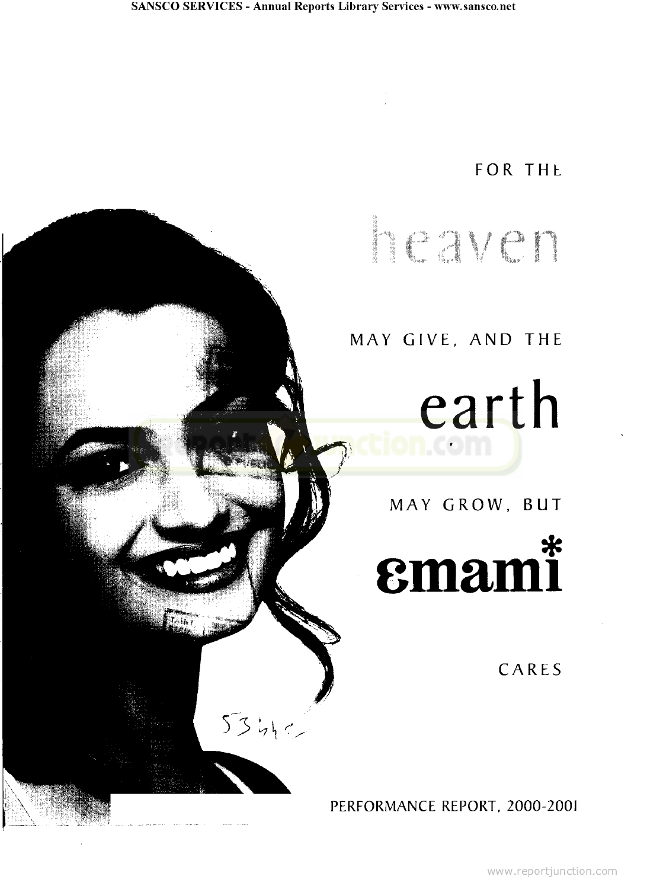FOR THE

heaven

MAY GIVE, AND THE

earth

MAY GROW, BUT

emami*

CARES

PERFORMANCE REPORT, 2000-2001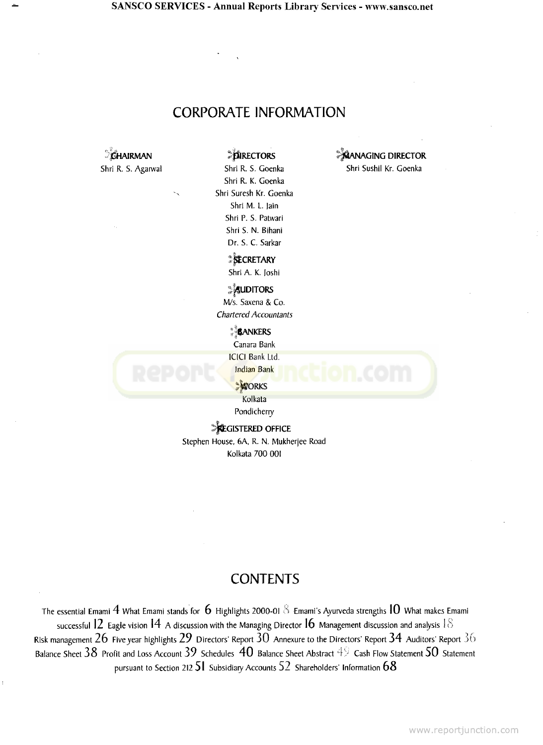# CORPORATE INFORMATION

**CHAIRMAN**
Shri R. S. Agarwal

**DIRECTORS**
Shri R. S. Goenka
Shri R. K. Goenka
Shri Suresh Kr. Goenka
Shri M. L. Jain
Shri P. S. Patwari
Shri S. N. Bihani
Dr. S. C. Sarkar

**MANAGING DIRECTOR**
Shri Sushil Kr. Goenka

**SECRETARY**
Shri A. K. Joshi

**AUDITORS**
M/s. Saxena & Co.
*Chartered Accountants*

**BANKERS**
Canara Bank
ICICI Bank Ltd.
Indian Bank

**WORKS**
Kolkata
Pondicherry

**REGISTERED OFFICE**
Stephen House, 6A, R. N. Mukherjee Road
Kolkata 700 001

# CONTENTS

The essential Emami 4 What Emami stands for 6 Highlights 2000-01 8 Emami's Ayurveda strengths 10 What makes Emami successful 12 Eagle vision 14 A discussion with the Managing Director 16 Management discussion and analysis 18 Risk management 26 Five year highlights 29 Directors' Report 30 Annexure to the Directors' Report 34 Auditors' Report 36 Balance Sheet 38 Profit and Loss Account 39 Schedules 40 Balance Sheet Abstract 49 Cash Flow Statement 50 Statement pursuant to Section 212 51 Subsidiary Accounts 52 Shareholders' Information 68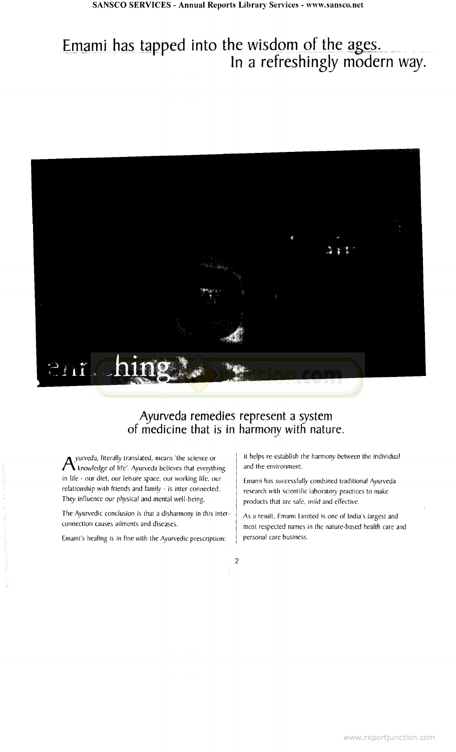# Emami has tapped into the wisdom of the ages. In a refreshingly modern way.

## Ayurveda remedies represent a system of medicine that is in harmony with nature.

Ayurveda, literally translated, means 'the science or knowledge of life'. Ayurveda believes that everything in life - our diet, our leisure space, our working life, our relationship with friends and family - is inter-connected. They influence our physical and mental well-being.

The Ayurvedic conclusion is that a disharmony in this inter-connection causes ailments and diseases.

Emami's healing is in line with the Ayurvedic prescription: it helps re-establish the harmony between the individual and the environment.

Emami has successfully combined traditional Ayurveda research with scientific laboratory practices to make products that are safe, mild and effective.

As a result, Emami Limited is one of India's largest and most respected names in the nature-based health care and personal care business.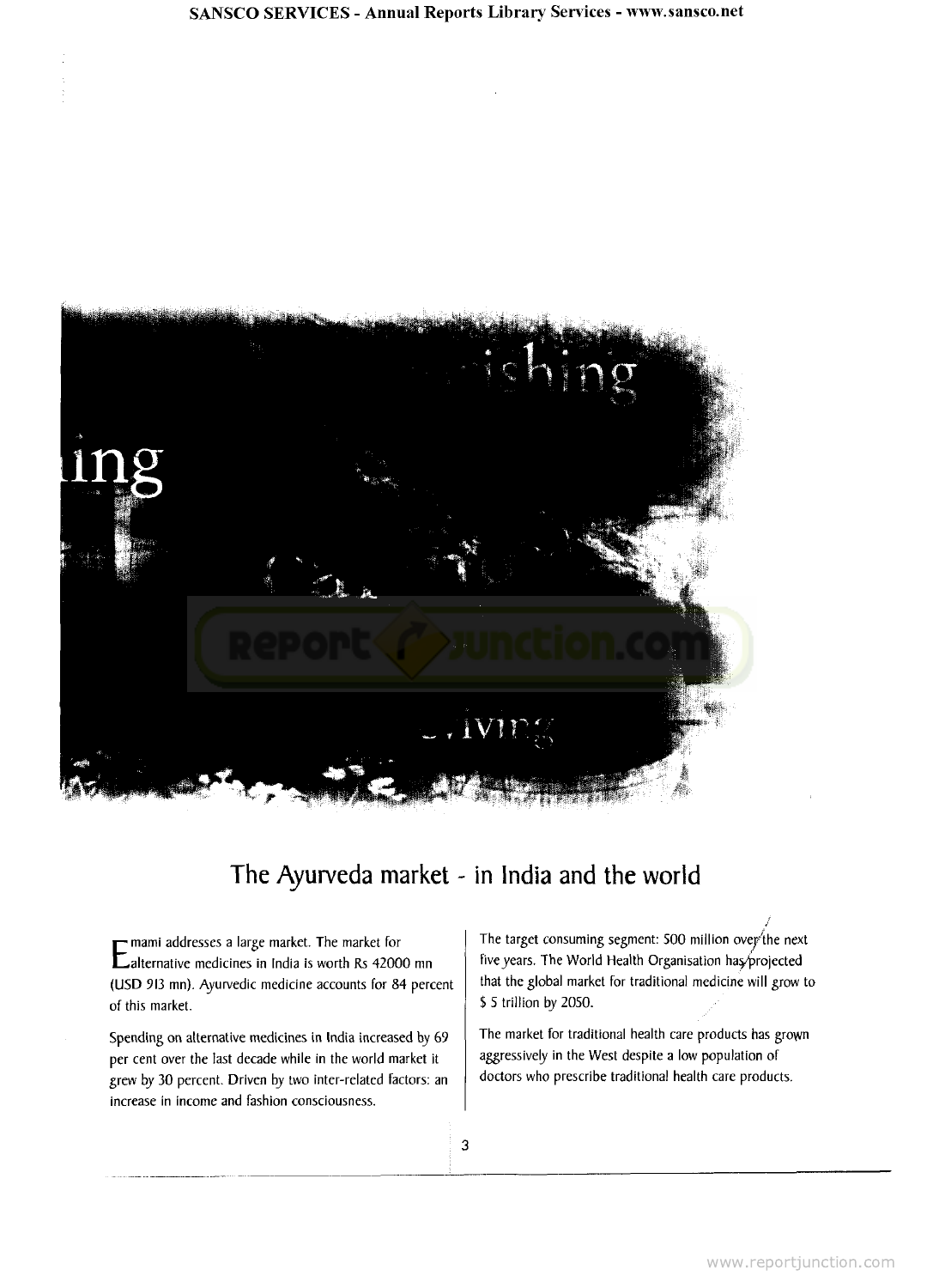## The Ayurveda market - in India and the world

Emami addresses a large market. The market for alternative medicines in India is worth Rs 42000 mn (USD 913 mn). Ayurvedic medicine accounts for 84 percent of this market.

Spending on alternative medicines in India increased by 69 per cent over the last decade while in the world market it grew by 30 percent. Driven by two inter-related factors: an increase in income and fashion consciousness.

The target consuming segment: 500 million over the next five years. The World Health Organisation has projected that the global market for traditional medicine will grow to $ 5 trillion by 2050.

The market for traditional health care products has grown aggressively in the West despite a low population of doctors who prescribe traditional health care products.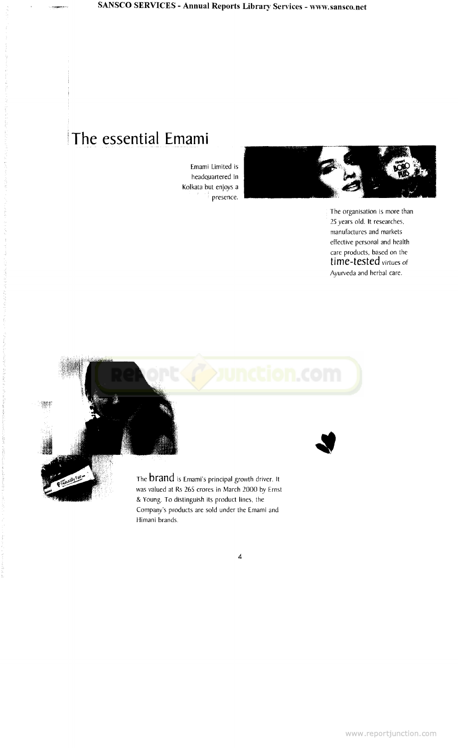# The essential Emami

Emami Limited is headquartered in Kolkata but enjoys a presence.

The organisation is more than 25 years old. It researches, manufactures and markets effective personal and health care products, based on the **time-tested** virtues of Ayurveda and herbal care.

The **brand** is Emami's principal growth driver. It was valued at Rs 265 crores in March 2000 by Ernst & Young. To distinguish its product lines, the Company's products are sold under the Emami and Himani brands.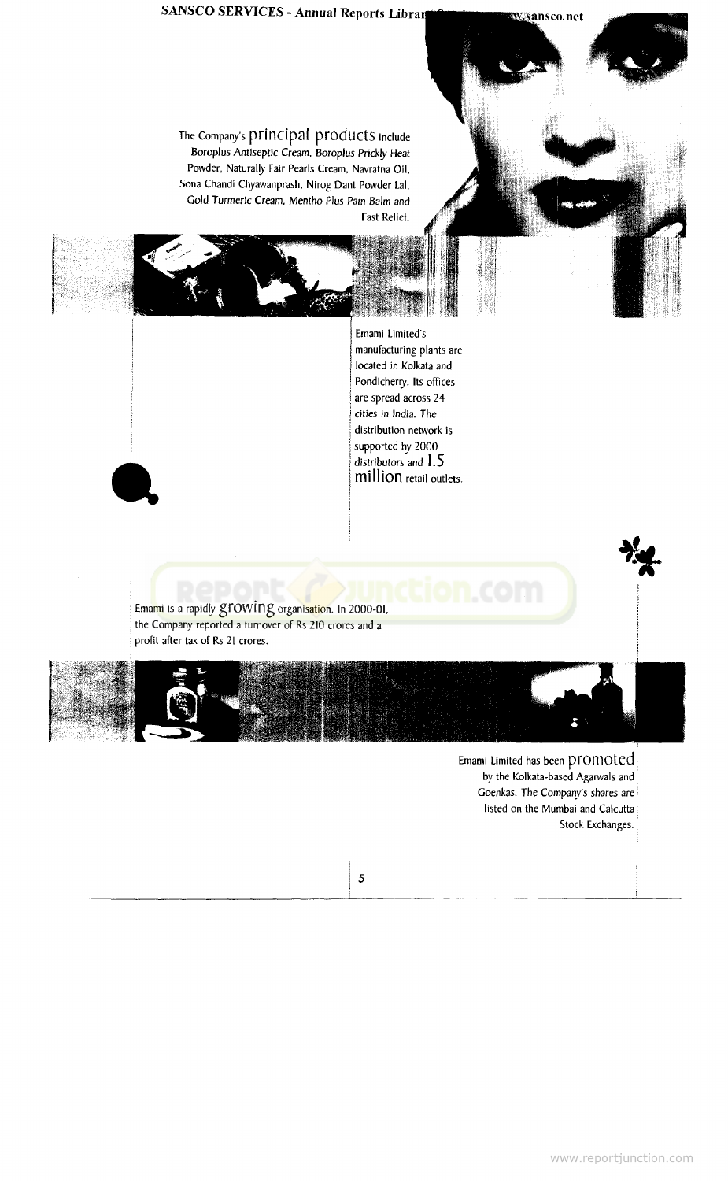The Company's principal products include Boroplus Antiseptic Cream, Boroplus Prickly Heat Powder, Naturally Fair Pearls Cream, Navratna Oil, Sona Chandi Chyawanprash, Nirog Dant Powder Lal, Gold Turmeric Cream, Mentho Plus Pain Balm and Fast Relief.

Emami Limited's manufacturing plants are located in Kolkata and Pondicherry. Its offices are spread across 24 cities in India. The distribution network is supported by 2000 distributors and 1.5 million retail outlets.

Emami is a rapidly growing organisation. In 2000-01, the Company reported a turnover of Rs 210 crores and a profit after tax of Rs 21 crores.

Emami Limited has been promoted by the Kolkata-based Agarwals and Goenkas. The Company's shares are listed on the Mumbai and Calcutta Stock Exchanges.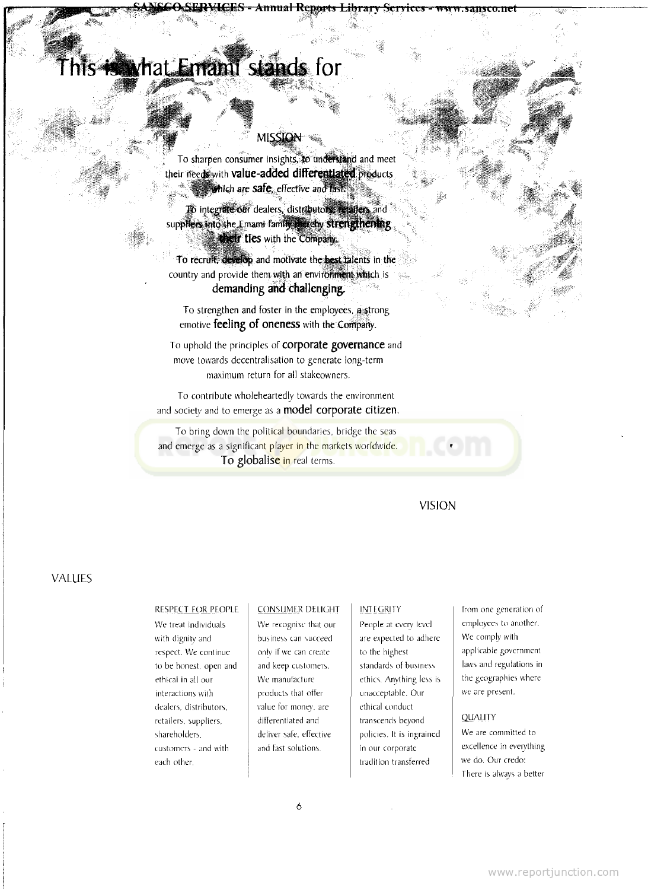# This is what Emami stands for

## MISSION

To sharpen consumer insights, to understand and meet their needs with **value-added differentiated** products which are **safe**, effective and fast.

To integrate our dealers, distributors, retailers and suppliers into the Emami family thereby **strengthening their ties** with the Company.

To recruit, develop and motivate the best talents in the country and provide them with an environment which is **demanding and challenging.**

To strengthen and foster in the employees, a strong emotive **feeling of oneness** with the Company.

To uphold the principles of **corporate governance** and move towards decentralisation to generate long-term maximum return for all stakeowners.

To contribute wholeheartedly towards the environment and society and to emerge as a **model corporate citizen.**

To bring down the political boundaries, bridge the seas and emerge as a significant player in the markets worldwide. **To globalise** in real terms.

## VISION

## VALUES

### RESPECT FOR PEOPLE

We treat individuals with dignity and respect. We continue to be honest, open and ethical in all our interactions with dealers, distributors, retailers, suppliers, shareholders, customers - and with each other.

### CONSUMER DELIGHT

We recognise that our business can succeed only if we can create and keep customers. We manufacture products that offer value for money, are differentiated and deliver safe, effective and fast solutions.

### INTEGRITY

People at every level are expected to adhere to the highest standards of business ethics. Anything less is unacceptable. Our ethical conduct transcends beyond policies. It is ingrained in our corporate tradition transferred from one generation of employees to another. We comply with applicable government laws and regulations in the geographies where we are present.

### QUALITY

We are committed to excellence in everything we do. Our credo: There is always a better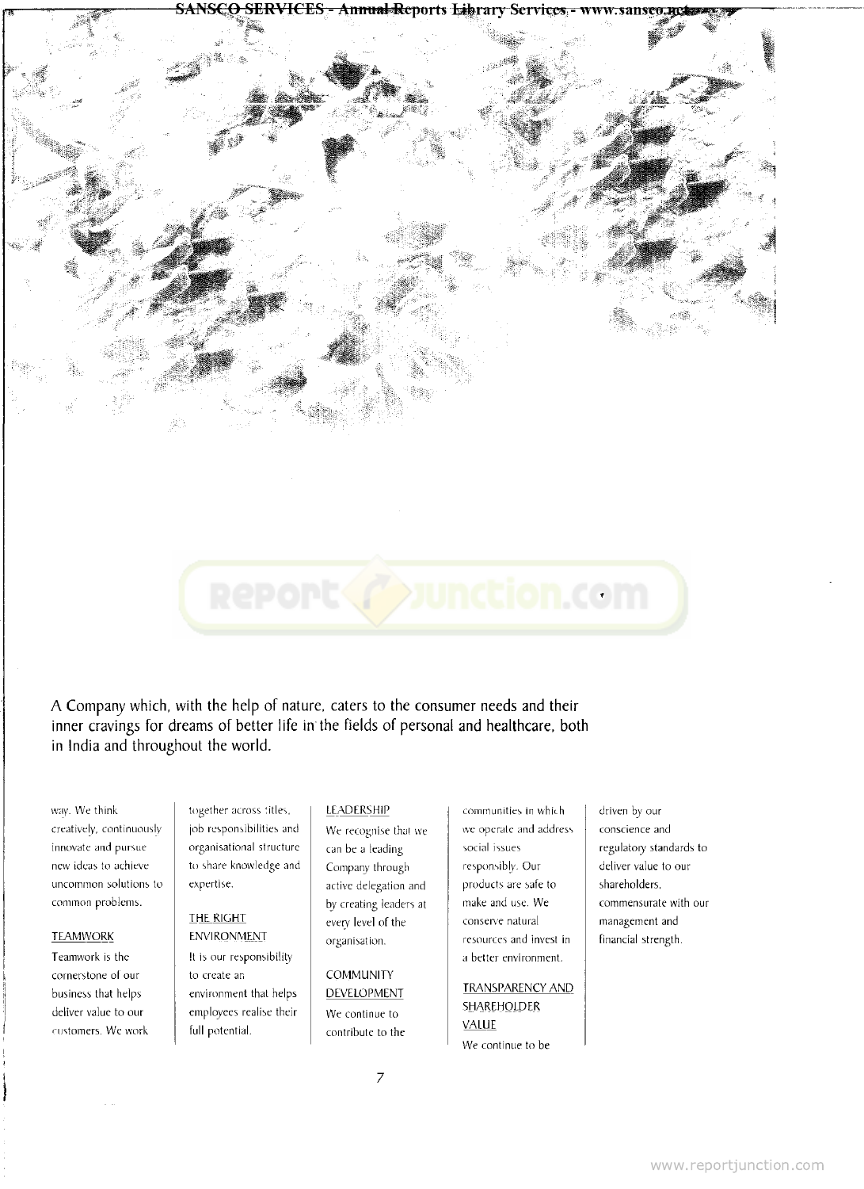A Company which, with the help of nature, caters to the consumer needs and their inner cravings for dreams of better life in the fields of personal and healthcare, both in India and throughout the world.

way. We think creatively, continuously innovate and pursue new ideas to achieve uncommon solutions to common problems.

TEAMWORK

Teamwork is the cornerstone of our business that helps deliver value to our customers. We work together across titles, job responsibilities and organisational structure to share knowledge and expertise.

THE RIGHT ENVIRONMENT

It is our responsibility to create an environment that helps employees realise their full potential.

LEADERSHIP

We recognise that we can be a leading Company through active delegation and by creating leaders at every level of the organisation.

COMMUNITY DEVELOPMENT

We continue to contribute to the communities in which we operate and address social issues responsibly. Our products are safe to make and use. We conserve natural resources and invest in a better environment.

TRANSPARENCY AND SHAREHOLDER VALUE

We continue to be driven by our conscience and regulatory standards to deliver value to our shareholders, commensurate with our management and financial strength.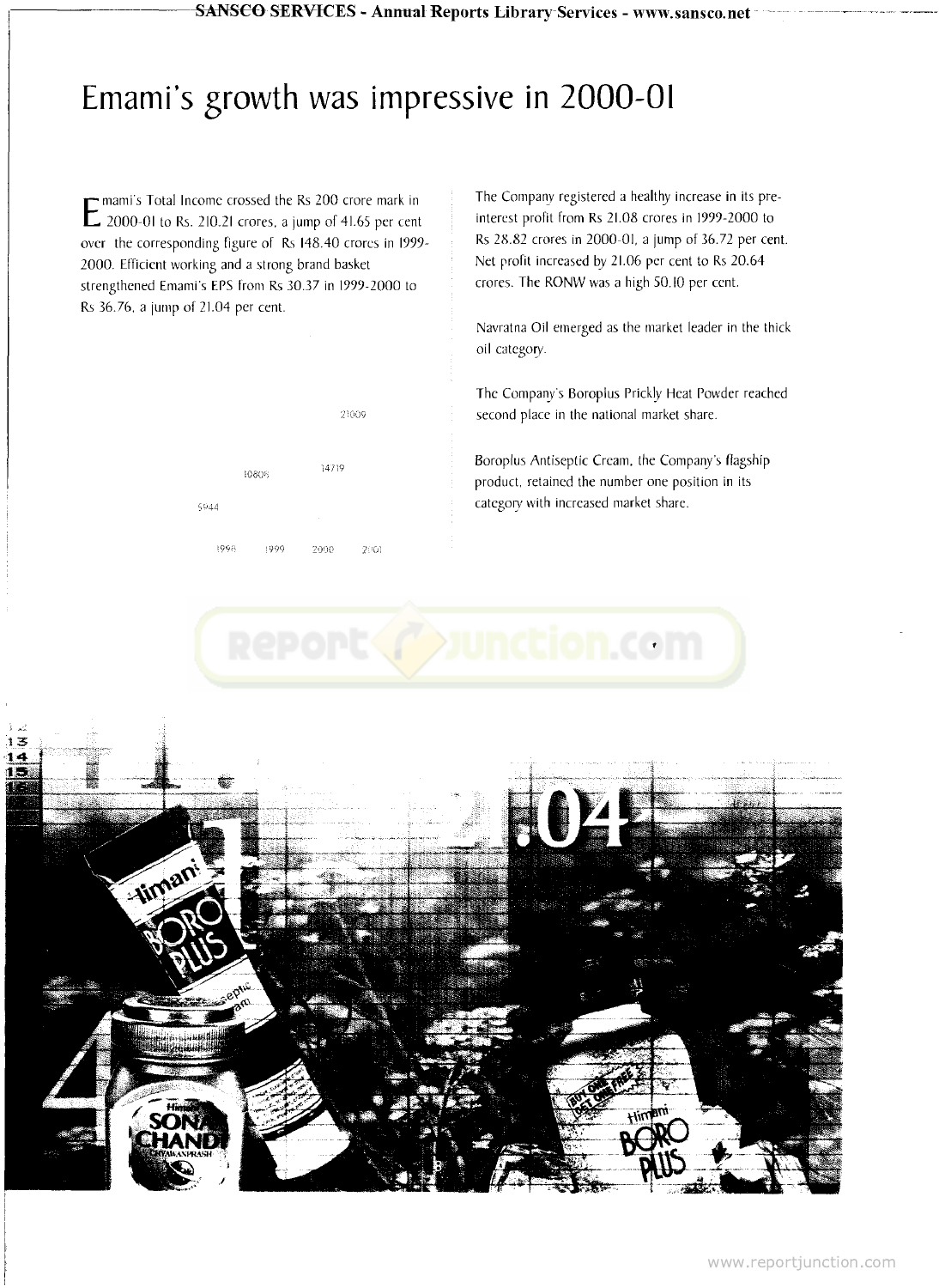# Emami's growth was impressive in 2000-01

Emami's Total Income crossed the Rs 200 crore mark in 2000-01 to Rs. 210.21 crores, a jump of 41.65 per cent over the corresponding figure of Rs 148.40 crores in 1999-2000. Efficient working and a strong brand basket strengthened Emami's EPS from Rs 30.37 in 1999-2000 to Rs 36.76, a jump of 21.04 per cent.

| 1998 | 1999 | 2000 | 2001 |
|---|---|---|---|
| 5944 | 10808 | 14719 | 21009 |

The Company registered a healthy increase in its pre-interest profit from Rs 21.08 crores in 1999-2000 to Rs 28.82 crores in 2000-01, a jump of 36.72 per cent. Net profit increased by 21.06 per cent to Rs 20.64 crores. The RONW was a high 50.10 per cent.

Navratna Oil emerged as the market leader in the thick oil category.

The Company's Boroplus Prickly Heat Powder reached second place in the national market share.

Boroplus Antiseptic Cream, the Company's flagship product, retained the number one position in its category with increased market share.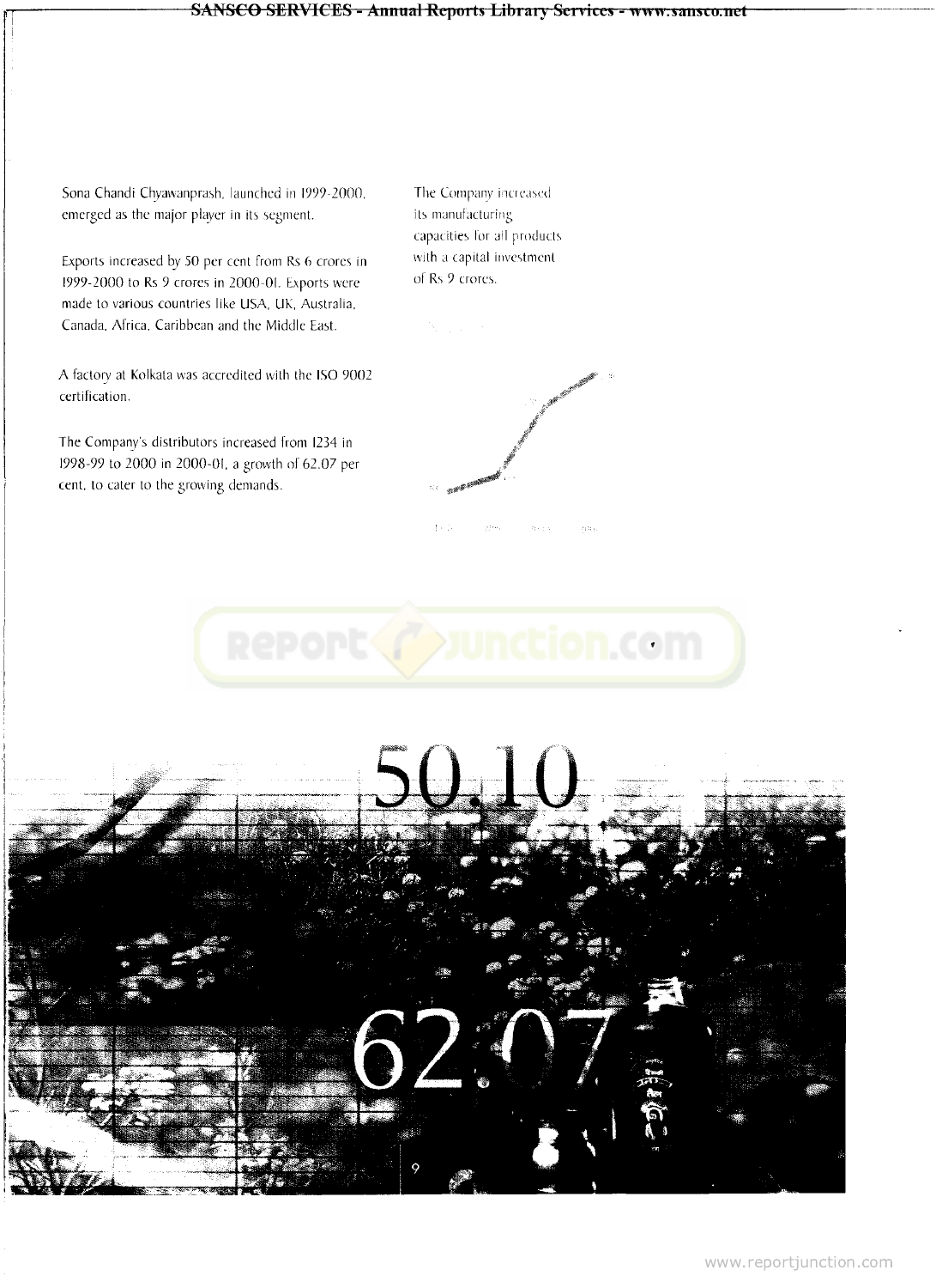Sona Chandi Chyawanprash, launched in 1999-2000, emerged as the major player in its segment.

Exports increased by 50 per cent from Rs 6 crores in 1999-2000 to Rs 9 crores in 2000-01. Exports were made to various countries like USA, UK, Australia, Canada, Africa, Caribbean and the Middle East.

A factory at Kolkata was accredited with the ISO 9002 certification.

The Company's distributors increased from 1234 in 1998-99 to 2000 in 2000-01, a growth of 62.07 per cent, to cater to the growing demands.

The Company increased its manufacturing capacities for all products with a capital investment of Rs 9 crores.

50.10

62.07